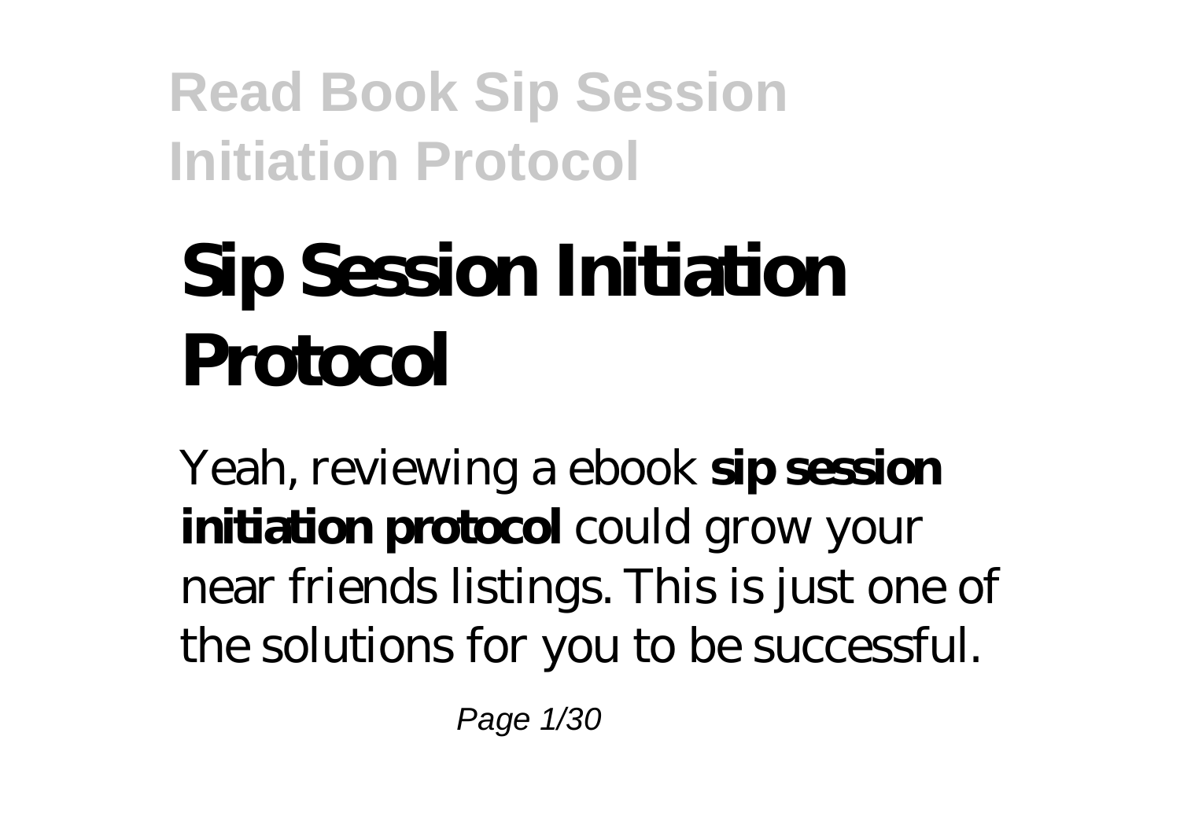# Sip Session Initiation Protocol

Yeah, reviewing a ebook **sip session initiation protocol** could grow your near friends listings. This is just one of the solutions for you to be successful.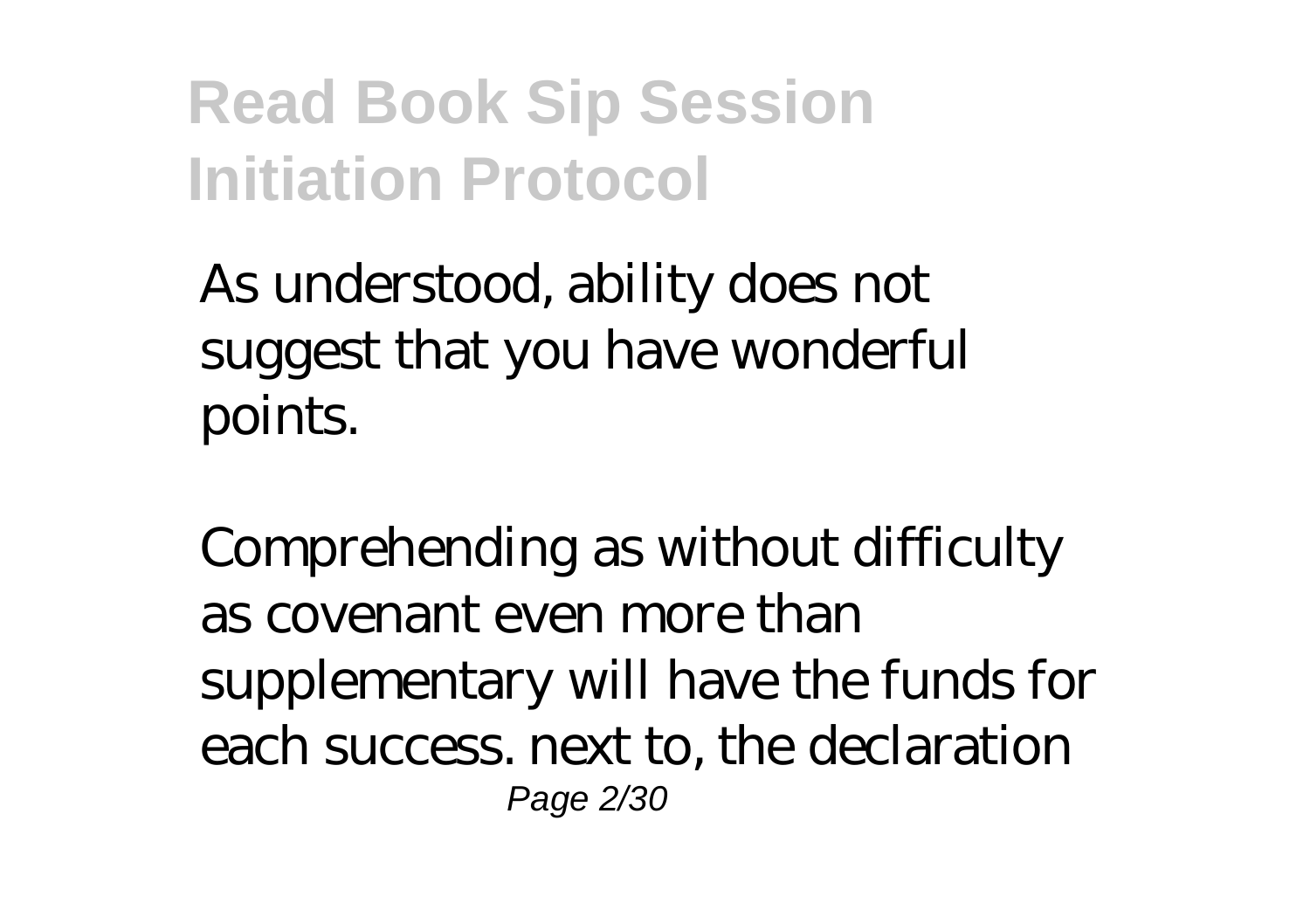As understood, ability does not suggest that you have wonderful points.

Comprehending as without difficulty as covenant even more than supplementary will have the funds for each success. next to, the declaration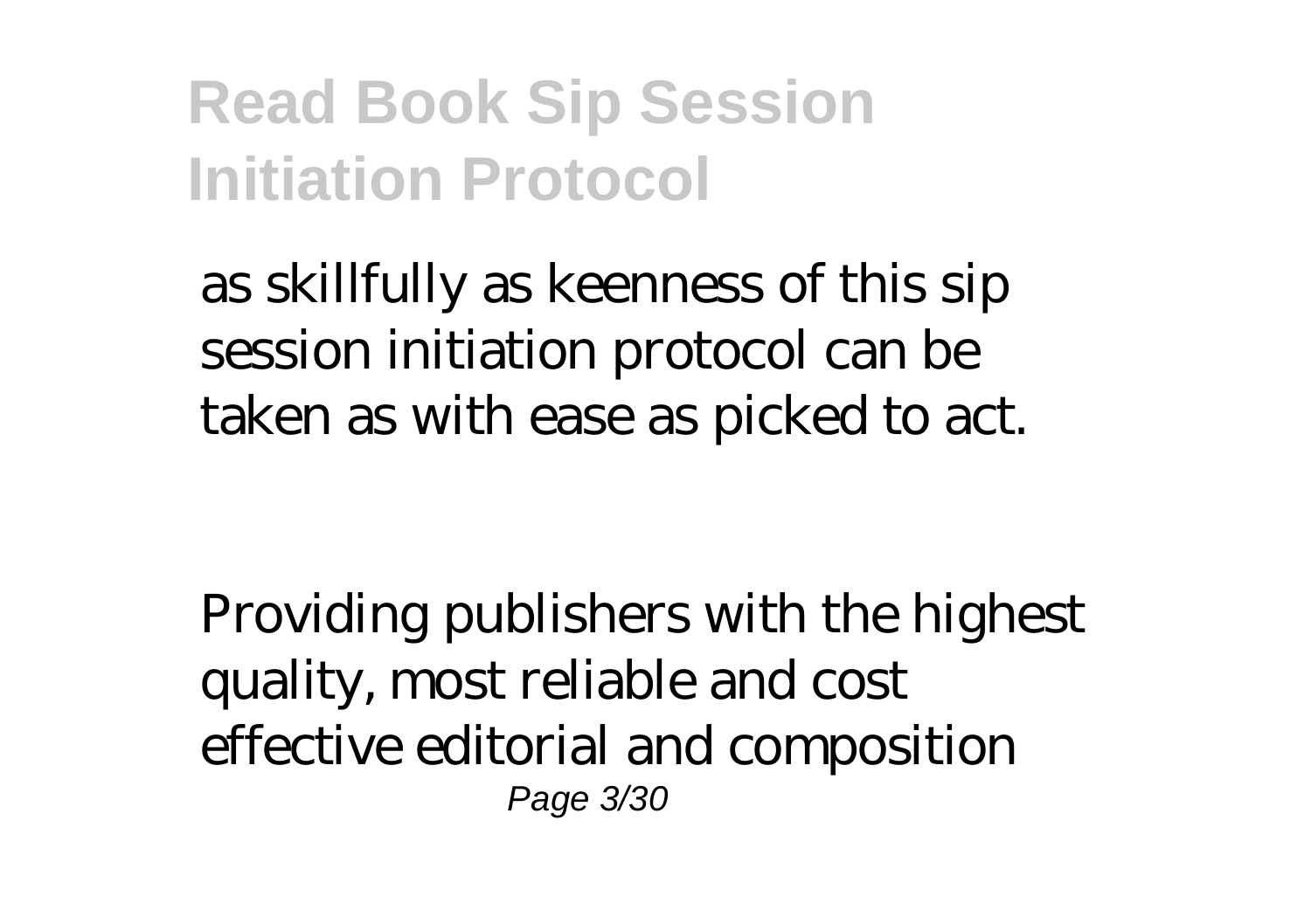as skillfully as keenness of this sip session initiation protocol can be taken as with ease as picked to act.

Providing publishers with the highest quality, most reliable and cost effective editorial and composition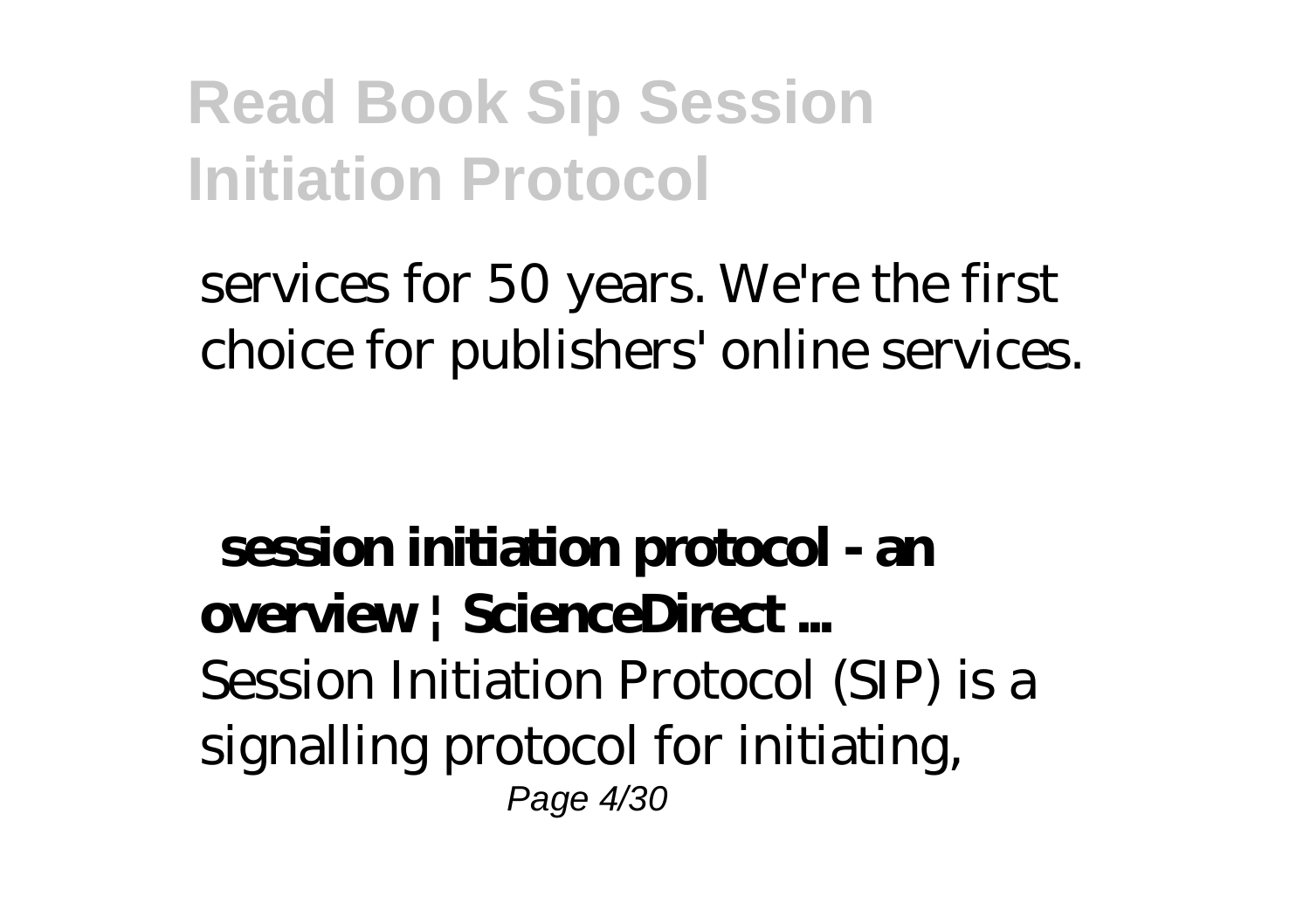services for 50 years. We're the first choice for publishers' online services.

**session initiation protocol - an overview | ScienceDirect ...**

Session Initiation Protocol (SIP) is a signalling protocol for initiating,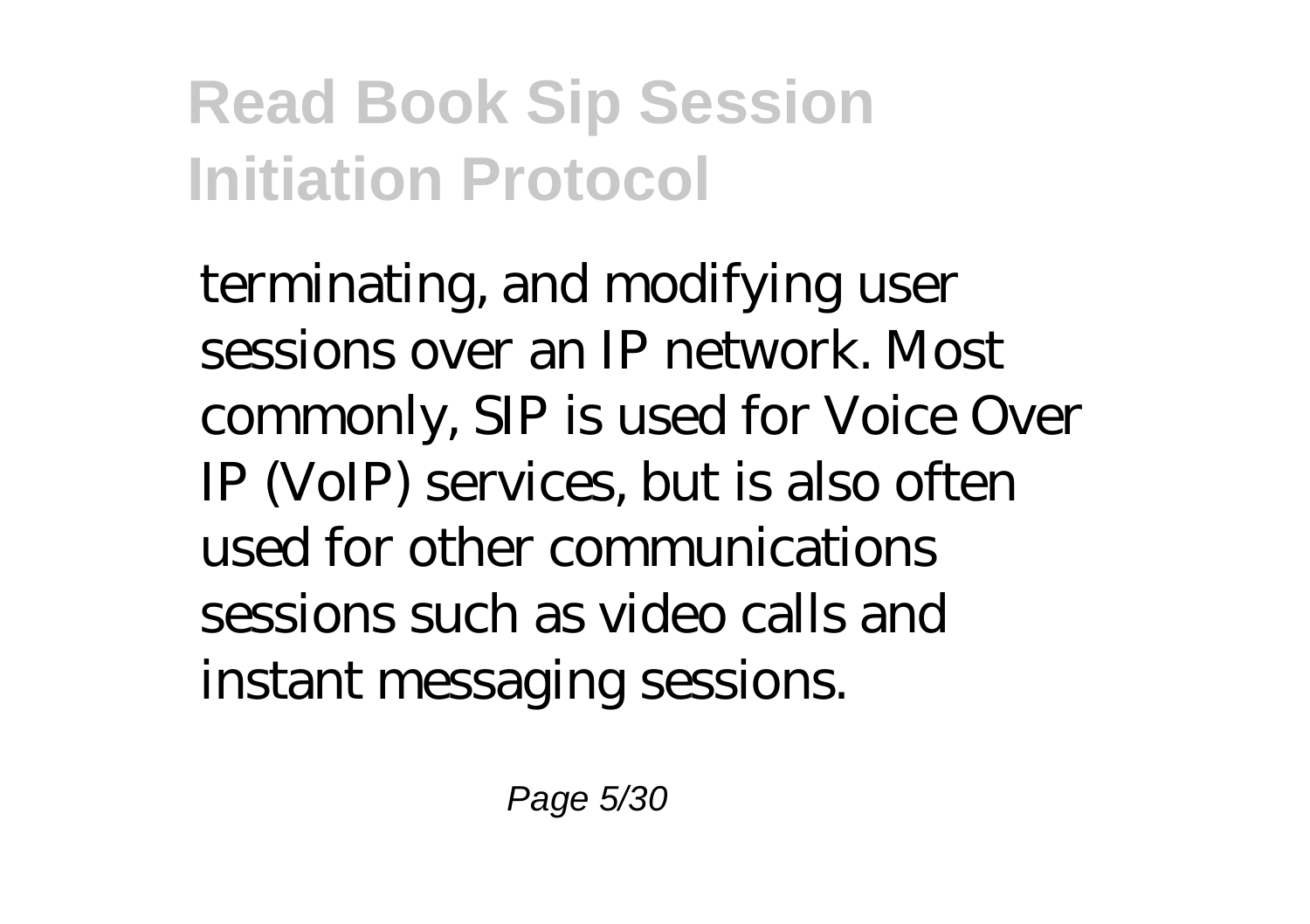terminating, and modifying user sessions over an IP network. Most commonly, SIP is used for Voice Over IP (VoIP) services, but is also often used for other communications sessions such as video calls and instant messaging sessions.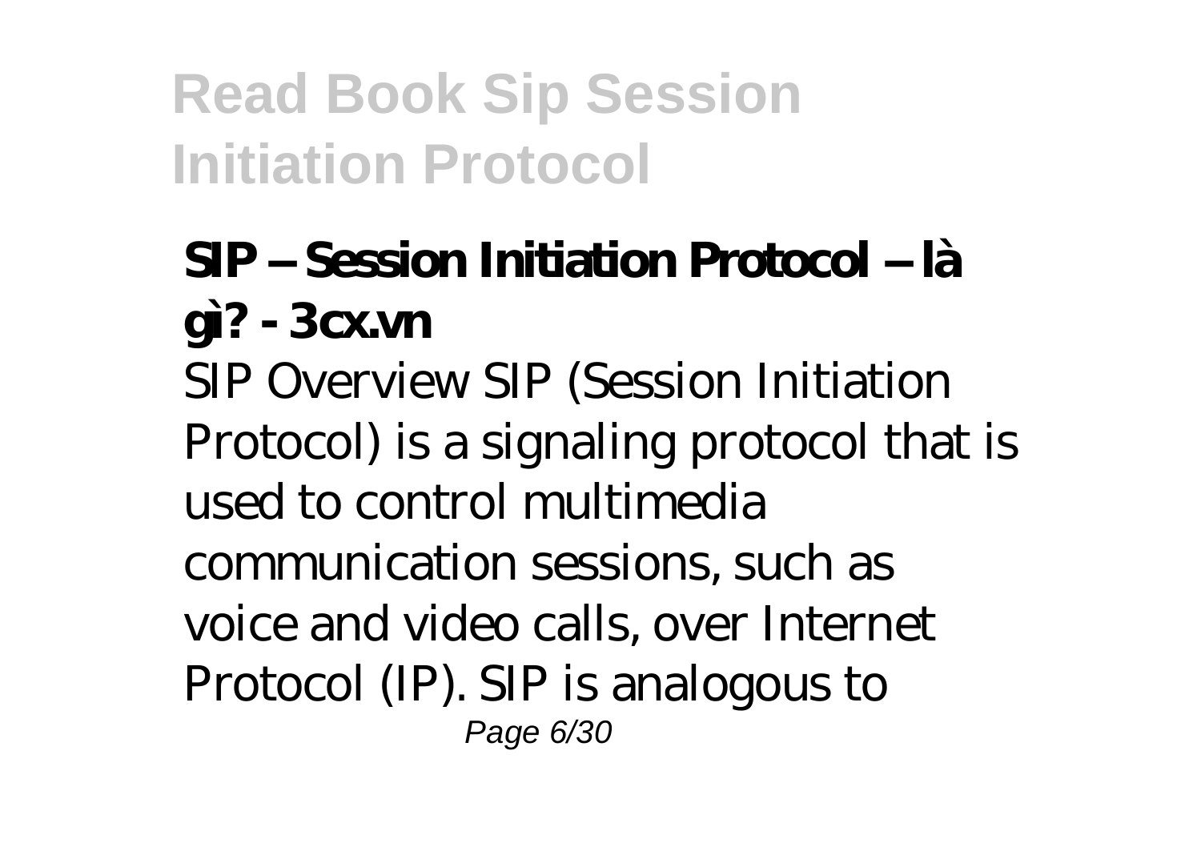### SIP – Session Initiation Protocol – là gì? - 3cx.vn

SIP Overview SIP (Session Initiation Protocol) is a signaling protocol that is used to control multimedia communication sessions, such as voice and video calls, over Internet Protocol (IP). SIP is analogous to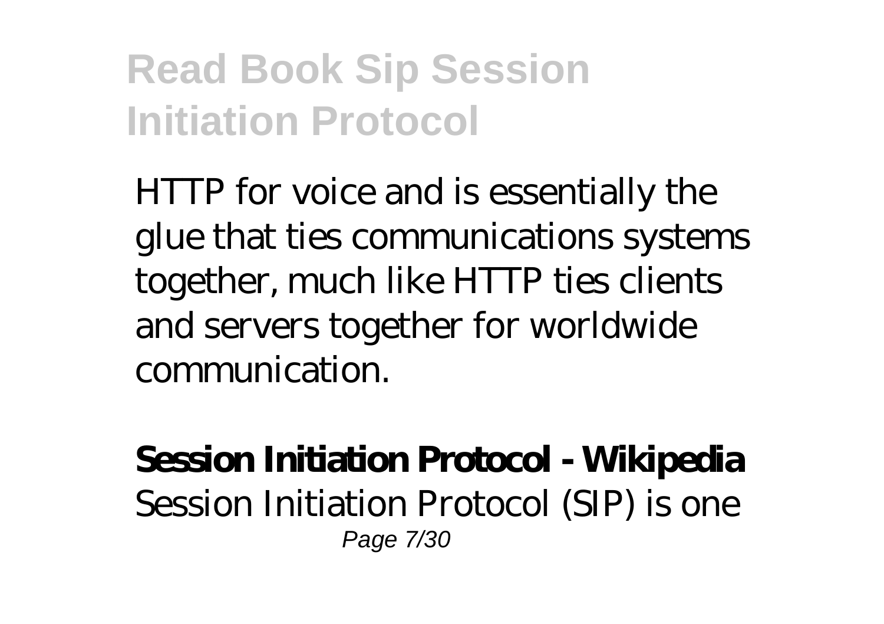HTTP for voice and is essentially the glue that ties communications systems together, much like HTTP ties clients and servers together for worldwide communication.

**Session Initiation Protocol - Wikipedia**

Session Initiation Protocol (SIP) is one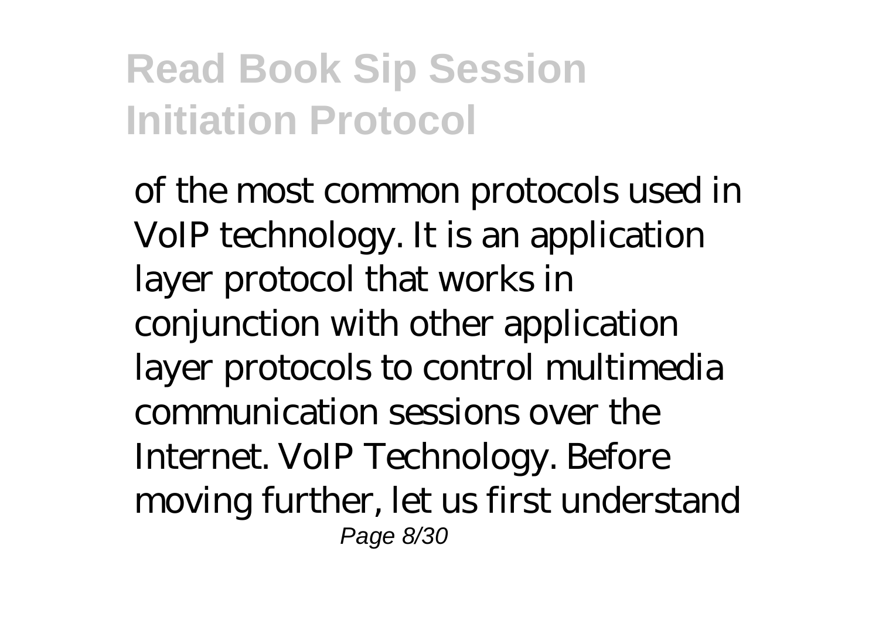of the most common protocols used in VoIP technology. It is an application layer protocol that works in conjunction with other application layer protocols to control multimedia communication sessions over the Internet. VoIP Technology. Before moving further, let us first understand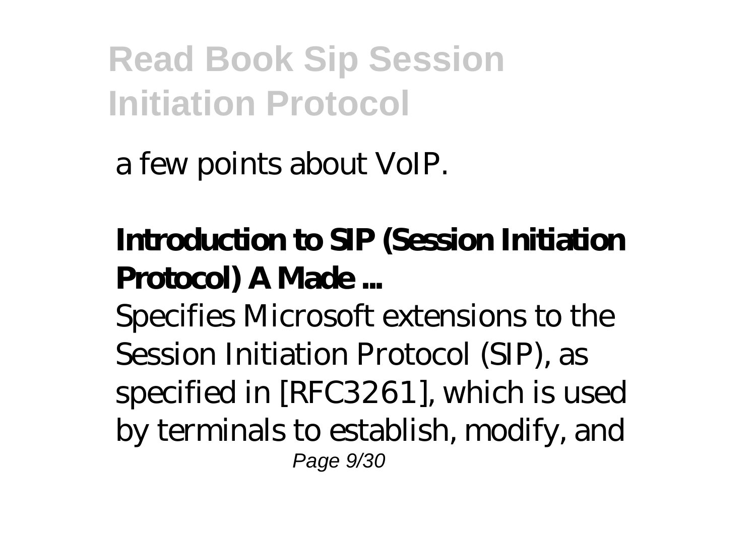a few points about VoIP.

**Introduction to SIP (Session Initiation Protocol) A Made ...**

Specifies Microsoft extensions to the Session Initiation Protocol (SIP), as specified in [RFC3261], which is used by terminals to establish, modify, and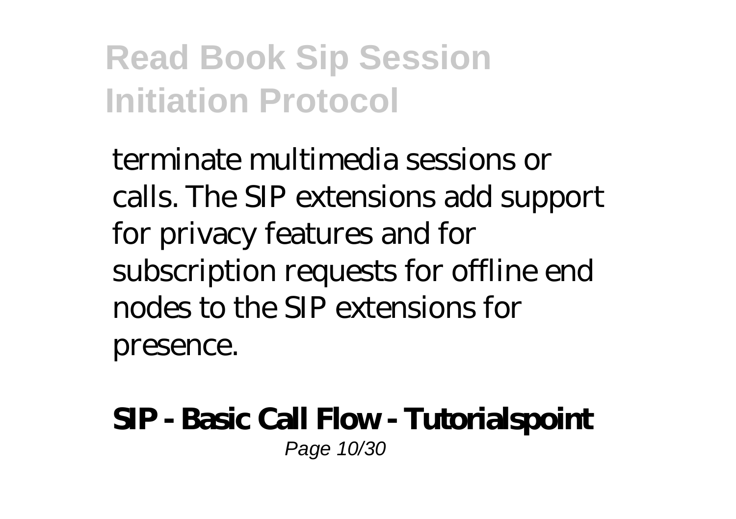terminate multimedia sessions or calls. The SIP extensions add support for privacy features and for subscription requests for offline end nodes to the SIP extensions for presence.

**SIP - Basic Call Flow - Tutorialspoint**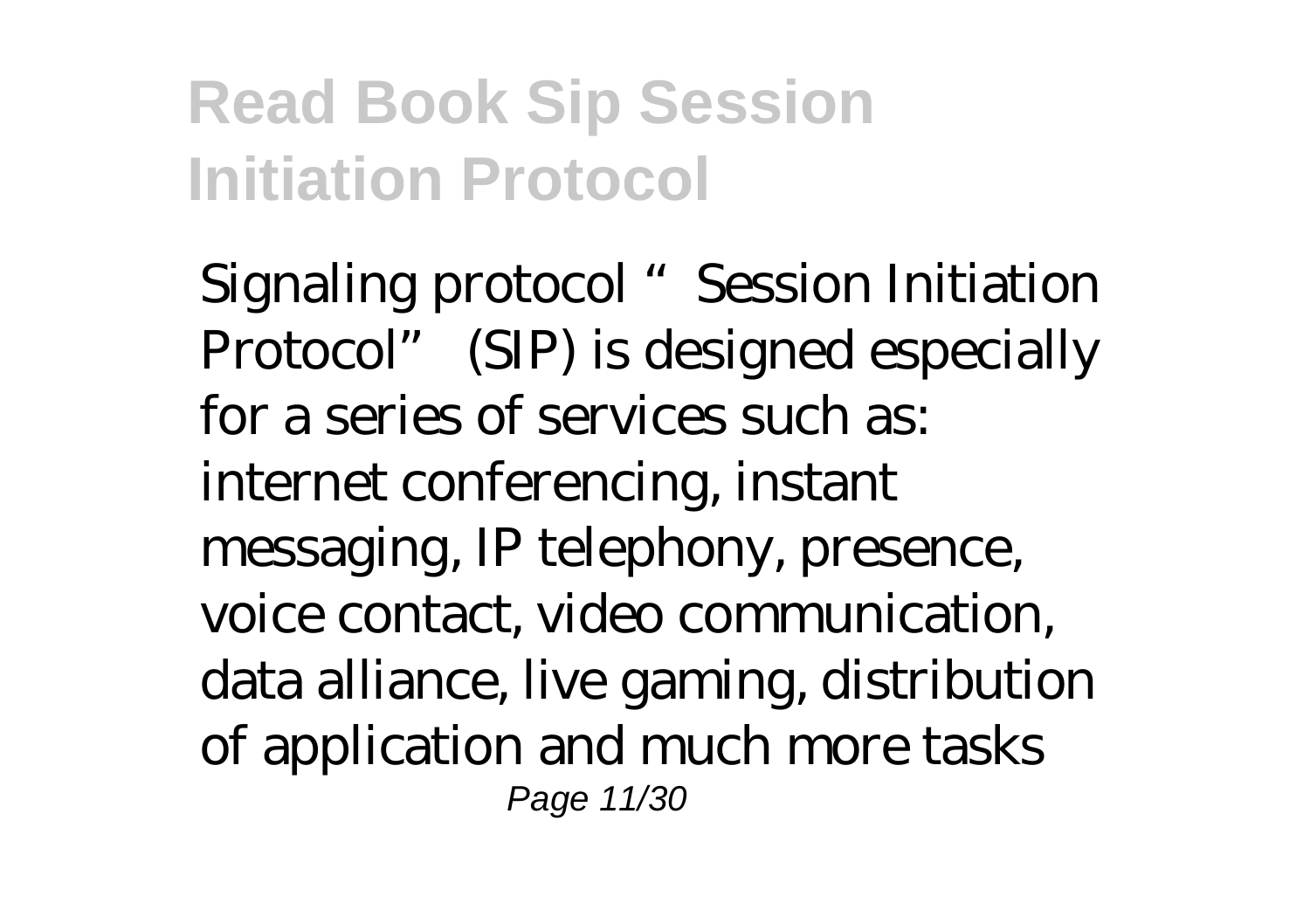Signaling protocol "Session Initiation Protocol" (SIP) is designed especially for a series of services such as: internet conferencing, instant messaging, IP telephony, presence, voice contact, video communication, data alliance, live gaming, distribution of application and much more tasks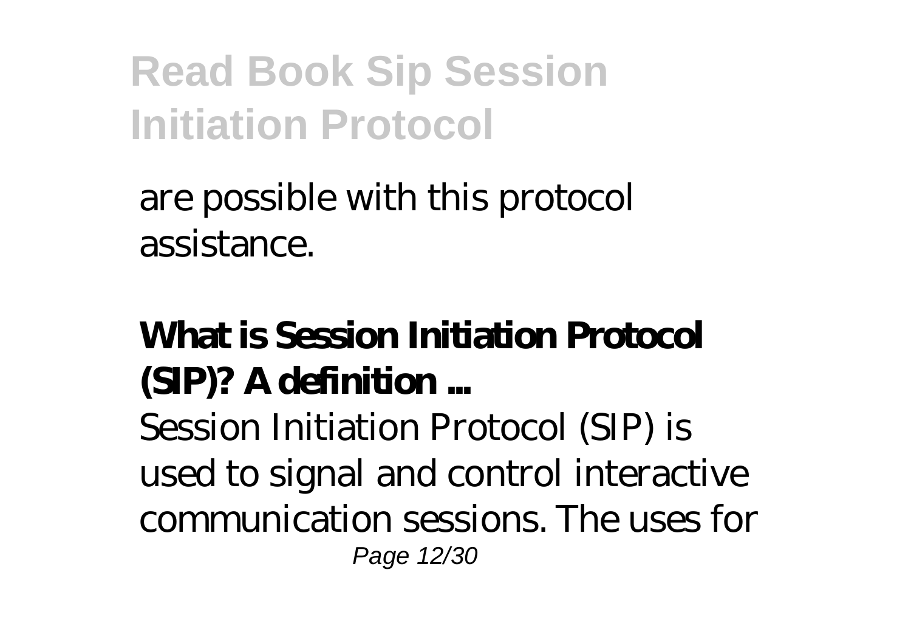are possible with this protocol assistance.

**What is Session Initiation Protocol (SIP)? A definition ...**

Session Initiation Protocol (SIP) is used to signal and control interactive communication sessions. The uses for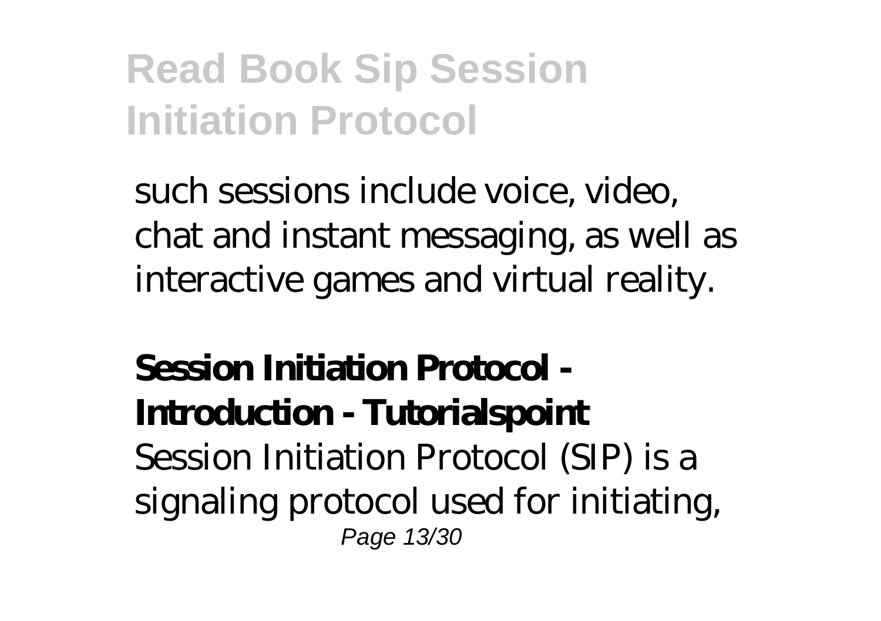such sessions include voice, video, chat and instant messaging, as well as interactive games and virtual reality.

**Session Initiation Protocol - Introduction - Tutorialspoint**

Session Initiation Protocol (SIP) is a signaling protocol used for initiating,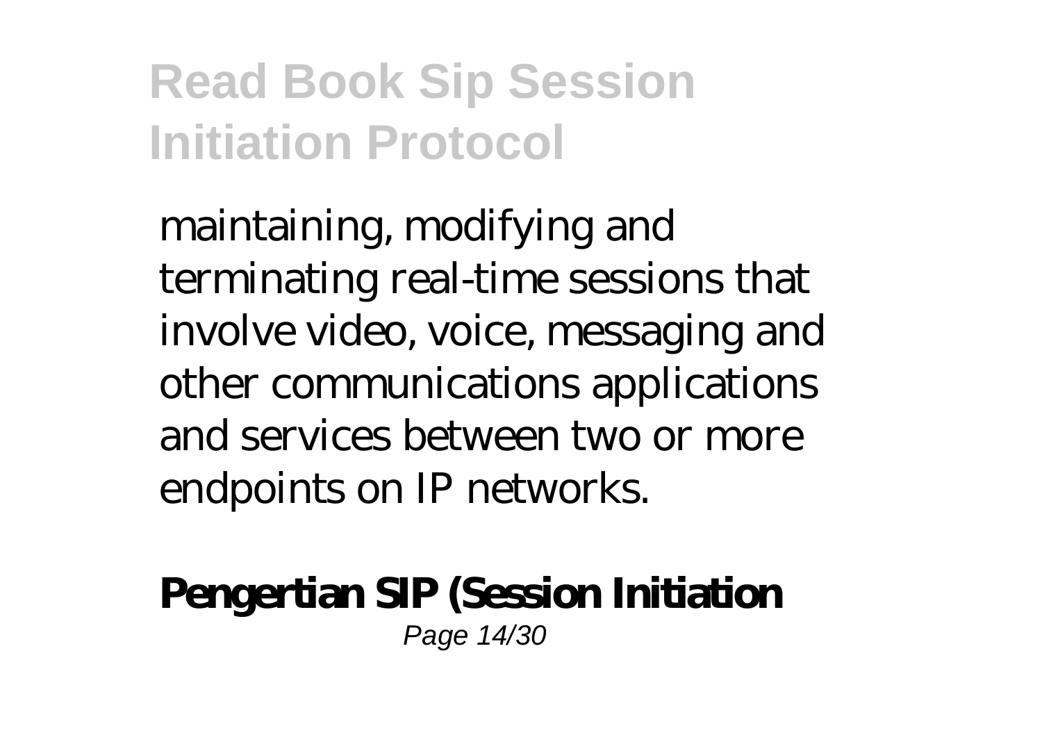maintaining, modifying and terminating real-time sessions that involve video, voice, messaging and other communications applications and services between two or more endpoints on IP networks.

**Pengertian SIP (Session Initiation**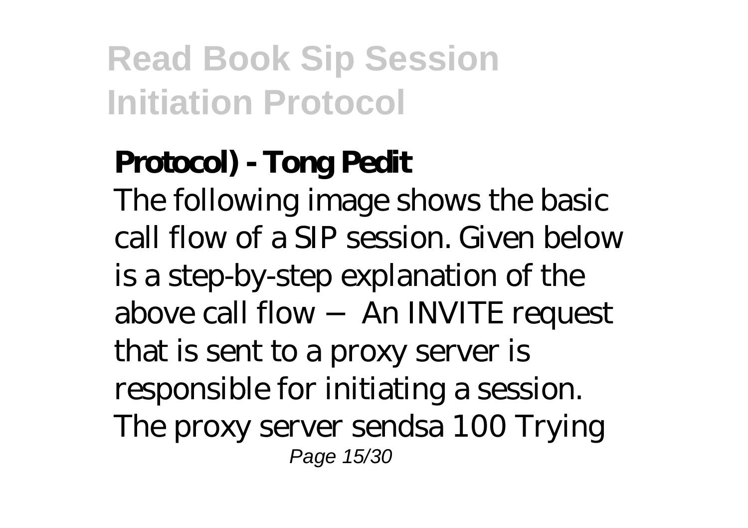**Protocol) - Tong Pedit**

The following image shows the basic call flow of a SIP session. Given below is a step-by-step explanation of the above call flow − An INVITE request that is sent to a proxy server is responsible for initiating a session. The proxy server sendsa 100 Trying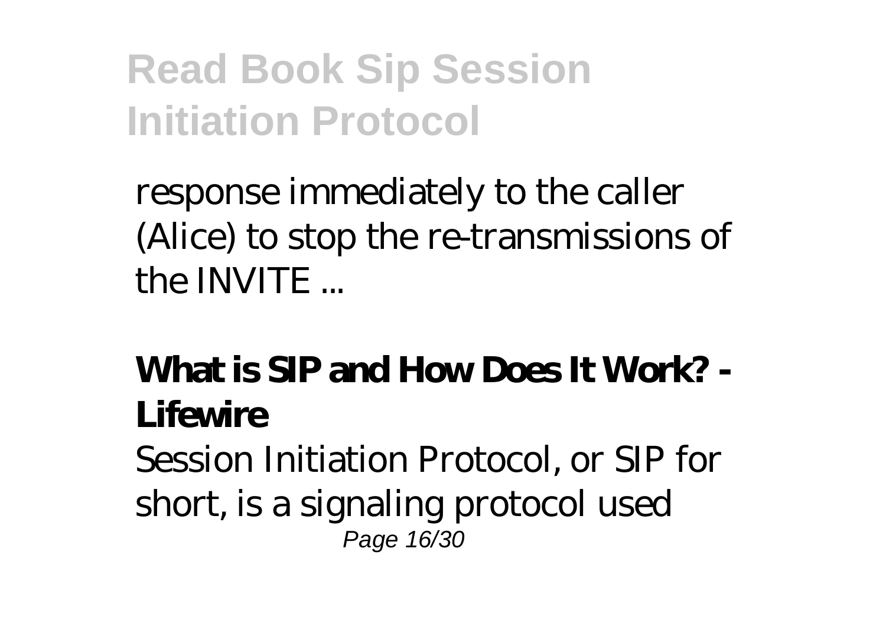response immediately to the caller (Alice) to stop the re-transmissions of the INVITE ...

**What is SIP and How Does It Work? - Lifewire**

Session Initiation Protocol, or SIP for short, is a signaling protocol used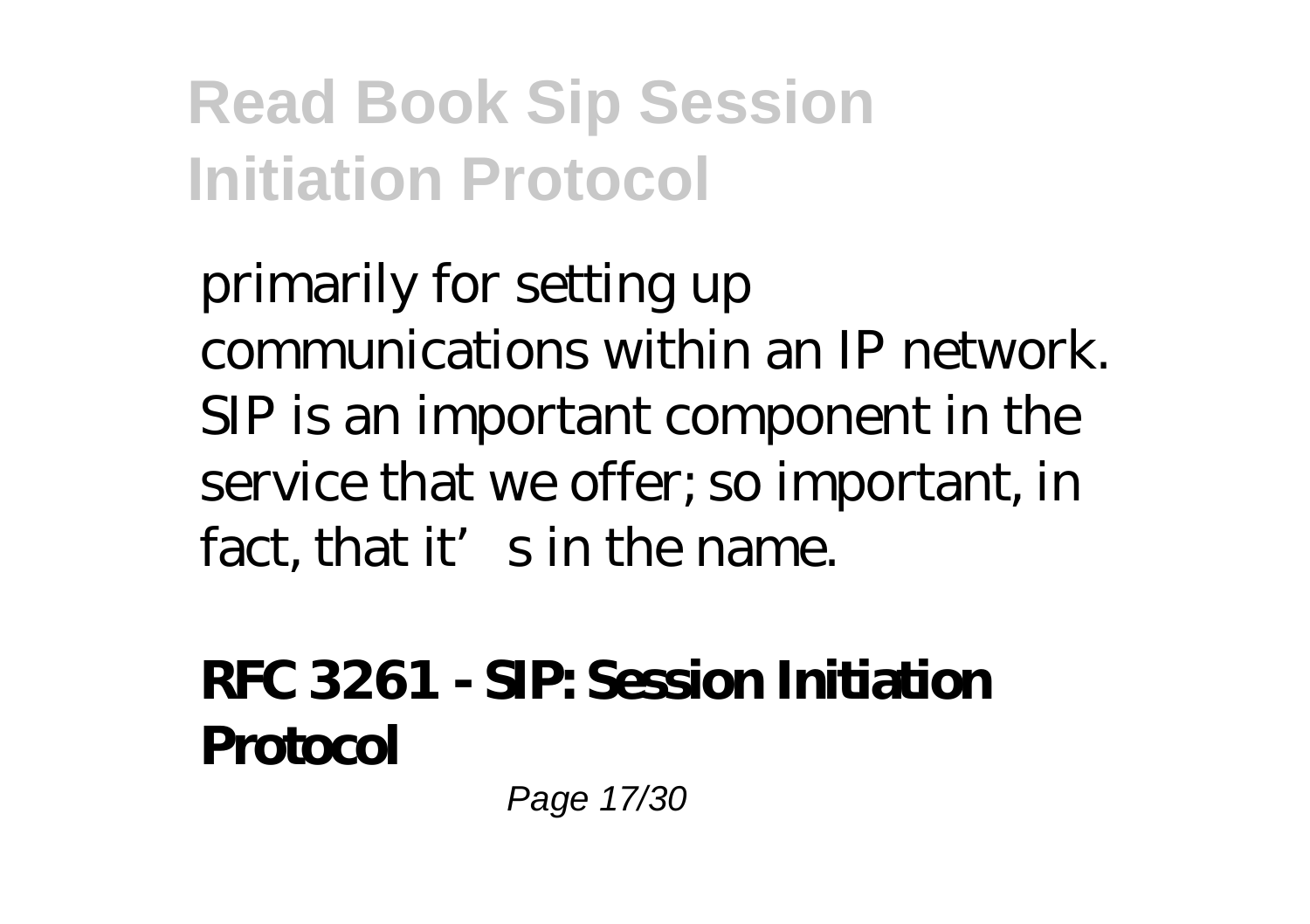primarily for setting up communications within an IP network. SIP is an important component in the service that we offer; so important, in fact, that it's in the name.

**RFC 3261 - SIP: Session Initiation Protocol**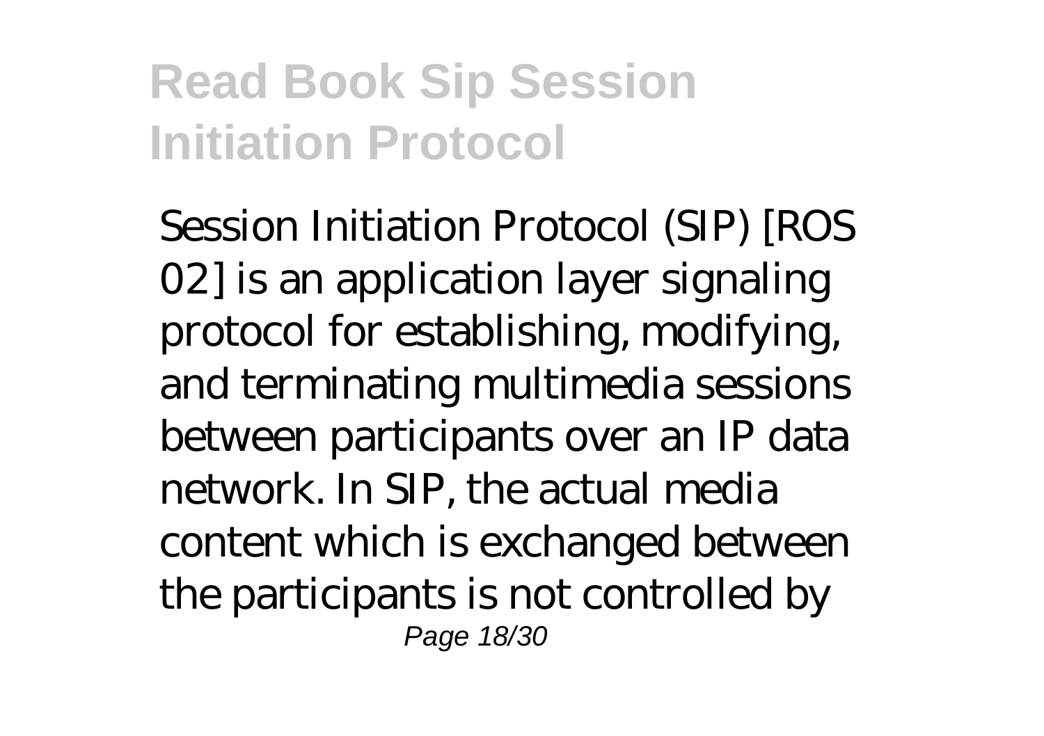## Read Book Sip Session Initiation Protocol

Session Initiation Protocol (SIP) [ROS 02] is an application layer signaling protocol for establishing, modifying, and terminating multimedia sessions between participants over an IP data network. In SIP, the actual media content which is exchanged between the participants is not controlled by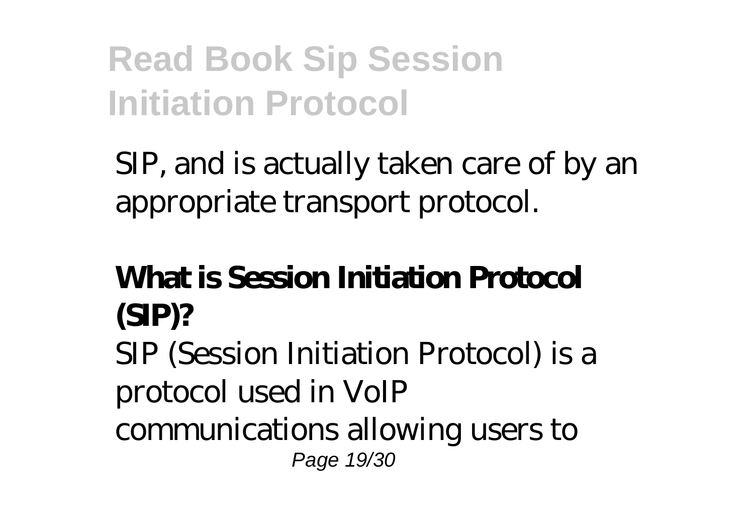SIP, and is actually taken care of by an appropriate transport protocol.

## What is Session Initiation Protocol (SIP)?

SIP (Session Initiation Protocol) is a protocol used in VoIP communications allowing users to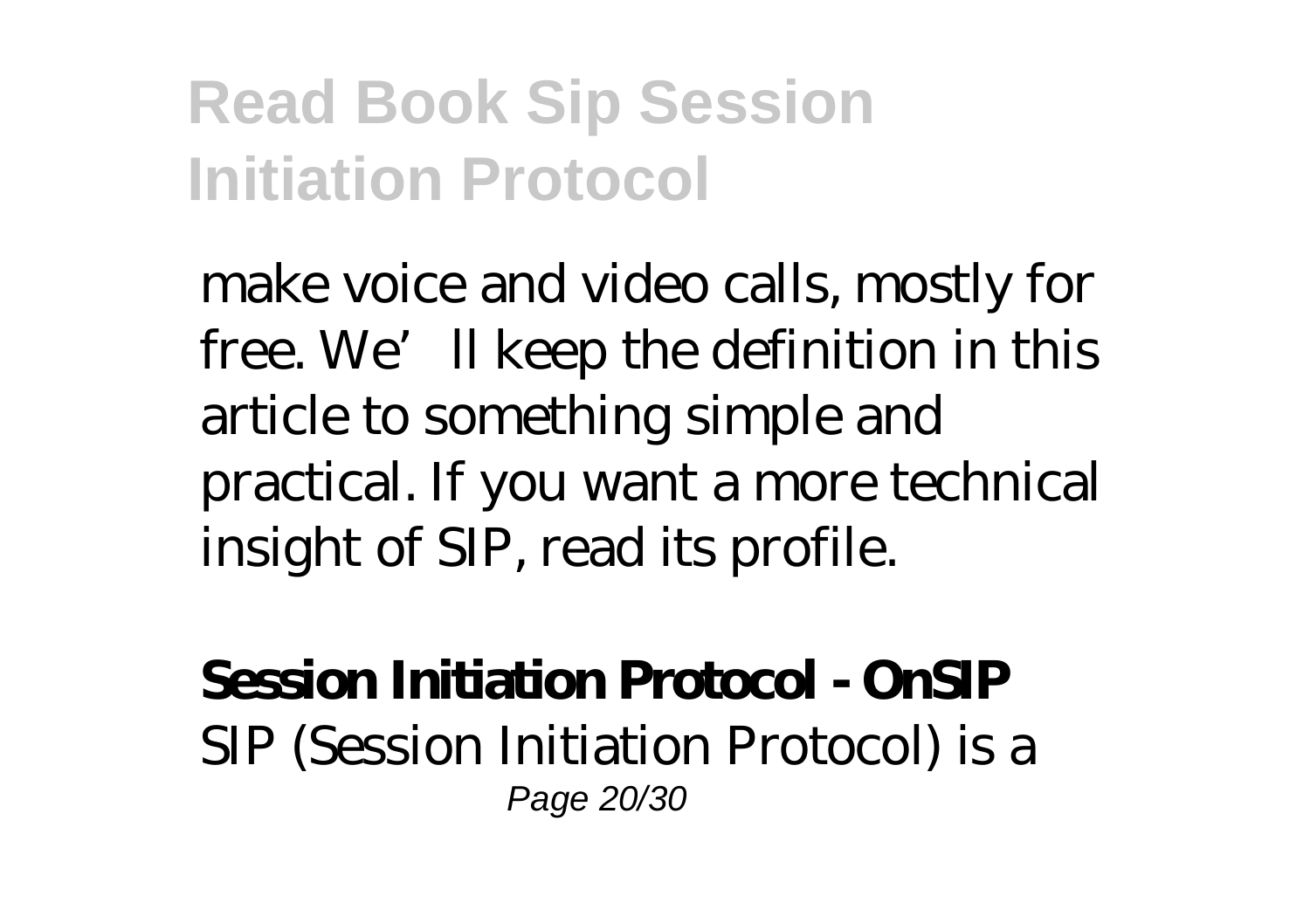make voice and video calls, mostly for free. We' ll keep the definition in this article to something simple and practical. If you want a more technical insight of SIP, read its profile.

**Session Initiation Protocol - OnSIP**

SIP (Session Initiation Protocol) is a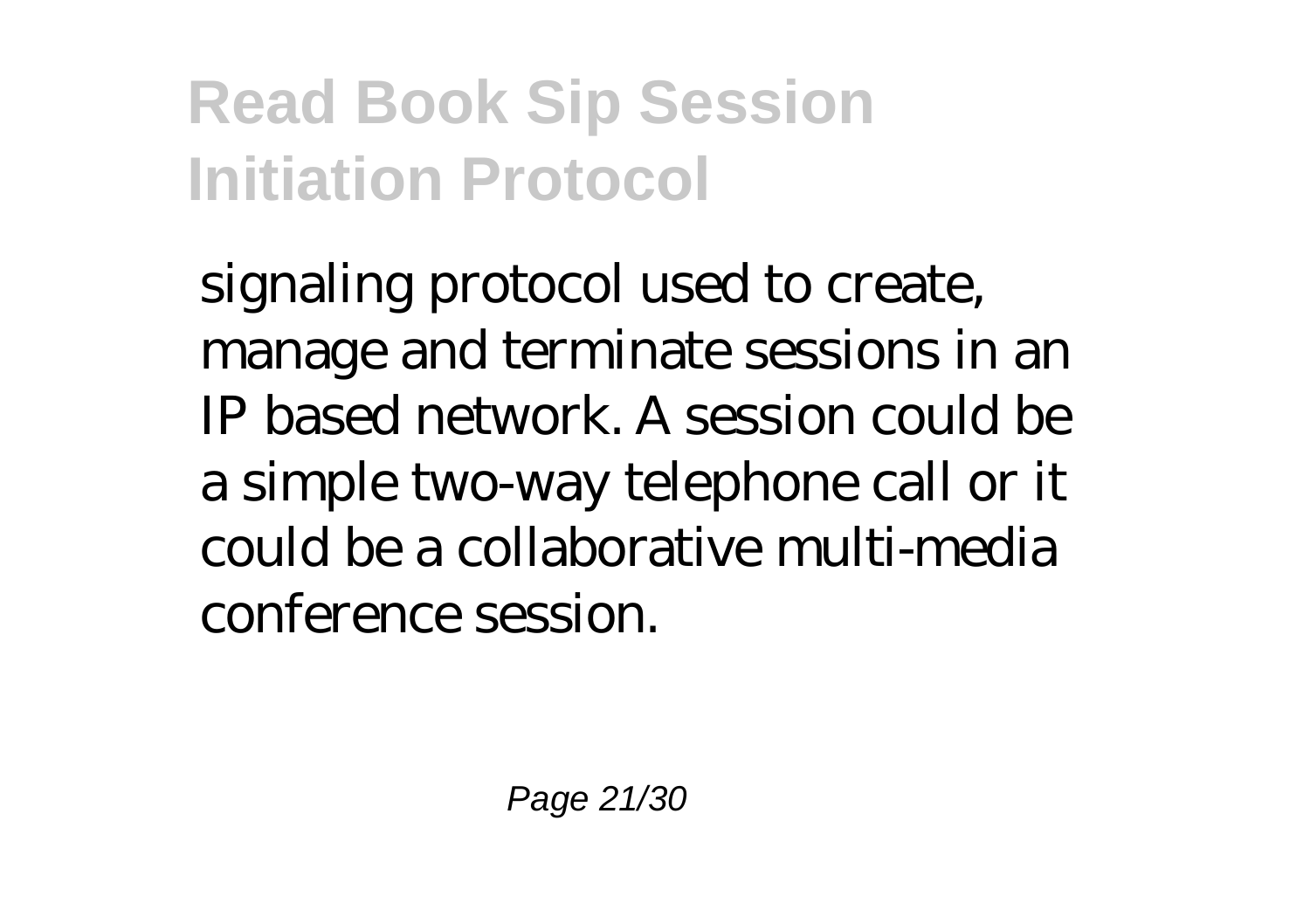signaling protocol used to create, manage and terminate sessions in an IP based network. A session could be a simple two-way telephone call or it could be a collaborative multi-media conference session.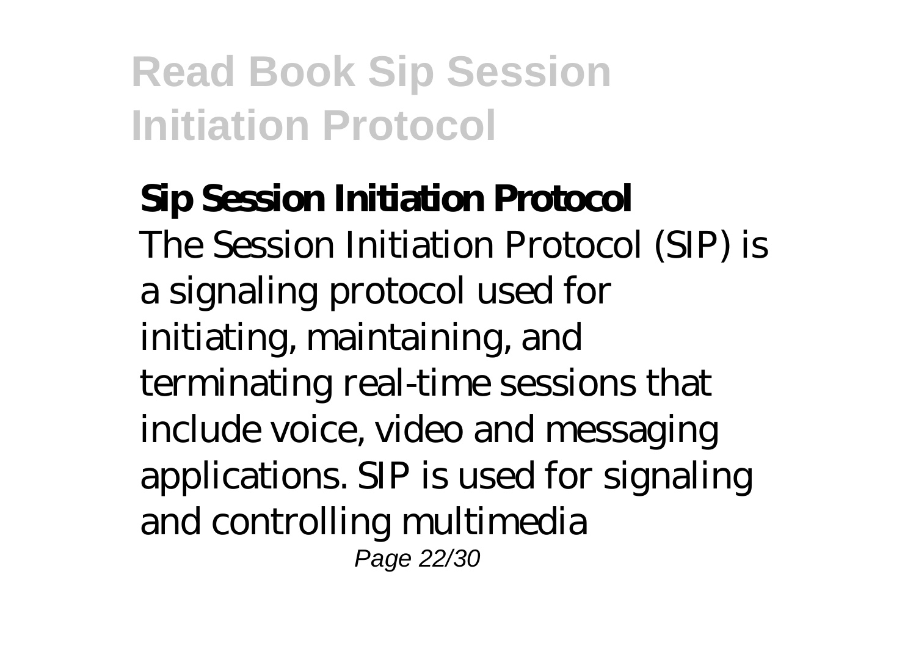**Sip Session Initiation Protocol**

The Session Initiation Protocol (SIP) is a signaling protocol used for initiating, maintaining, and terminating real-time sessions that include voice, video and messaging applications. SIP is used for signaling and controlling multimedia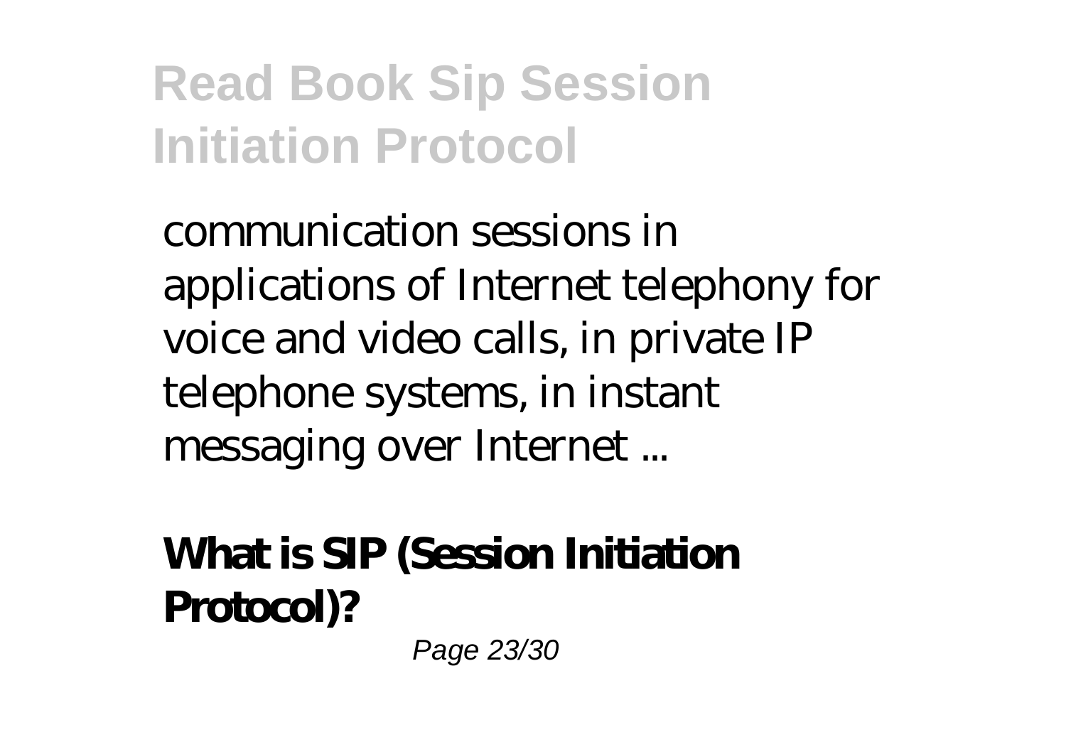communication sessions in applications of Internet telephony for voice and video calls, in private IP telephone systems, in instant messaging over Internet ...

**What is SIP (Session Initiation Protocol)?**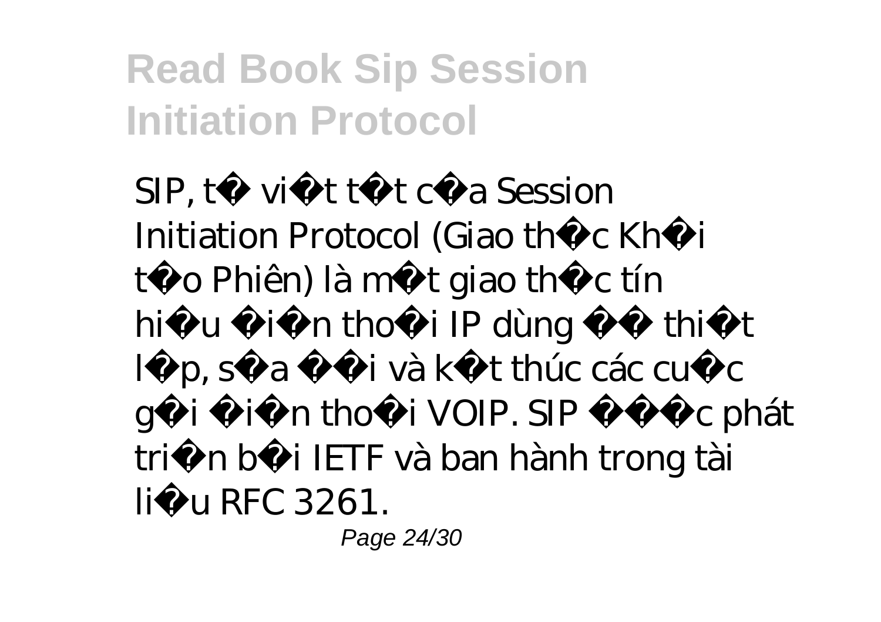SIP, từ viết tắt của Session Initiation Protocol (Giao thức Khởi tạo Phiên) là một giao thức tín hiệu điện thoại IP dùng để thiết lập, sửa đổi và kết thúc các cuộc gọi điện thoại VOIP. SIP được phát triển bởi IETF và ban hành trong tài liệu RFC 3261.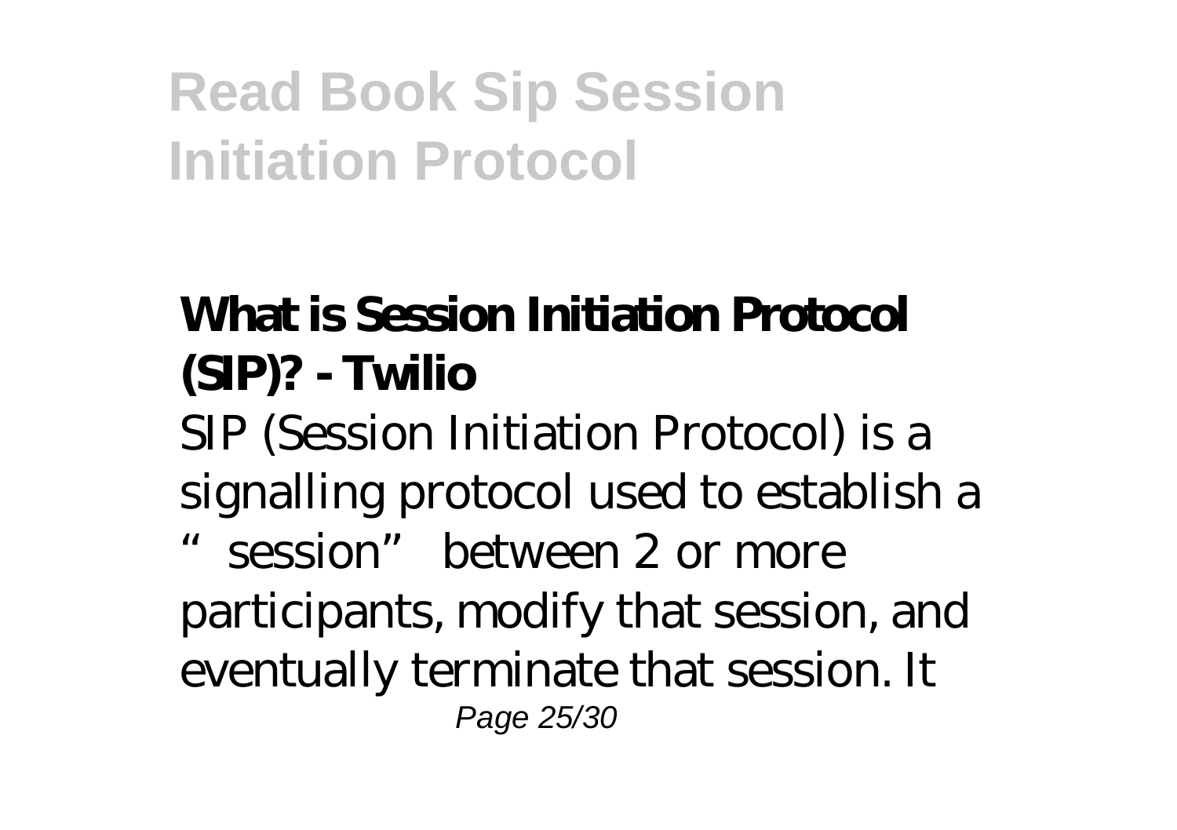## What is Session Initiation Protocol (SIP)? - Twilio

SIP (Session Initiation Protocol) is a signalling protocol used to establish a "session" between 2 or more participants, modify that session, and eventually terminate that session. It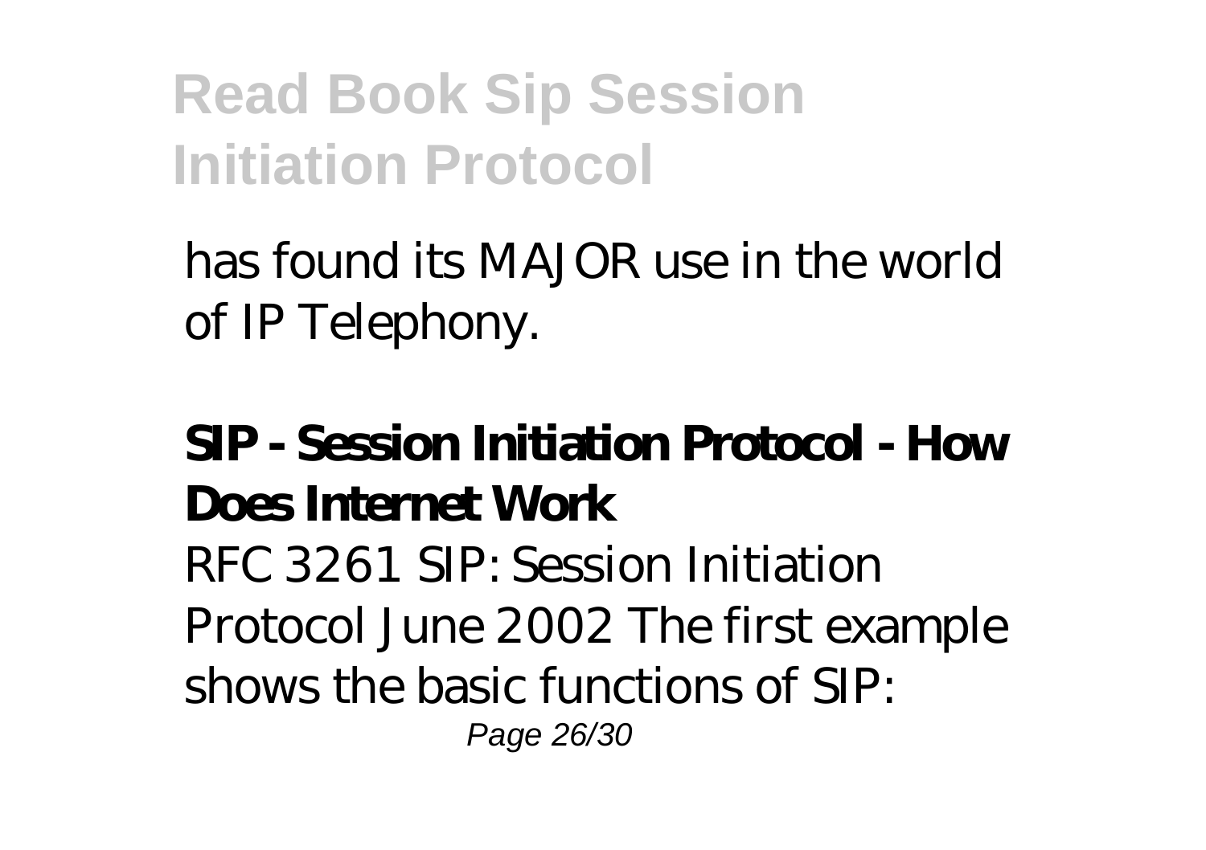has found its MAJOR use in the world of IP Telephony.

**SIP - Session Initiation Protocol - How Does Internet Work**

RFC 3261 SIP: Session Initiation Protocol June 2002 The first example shows the basic functions of SIP: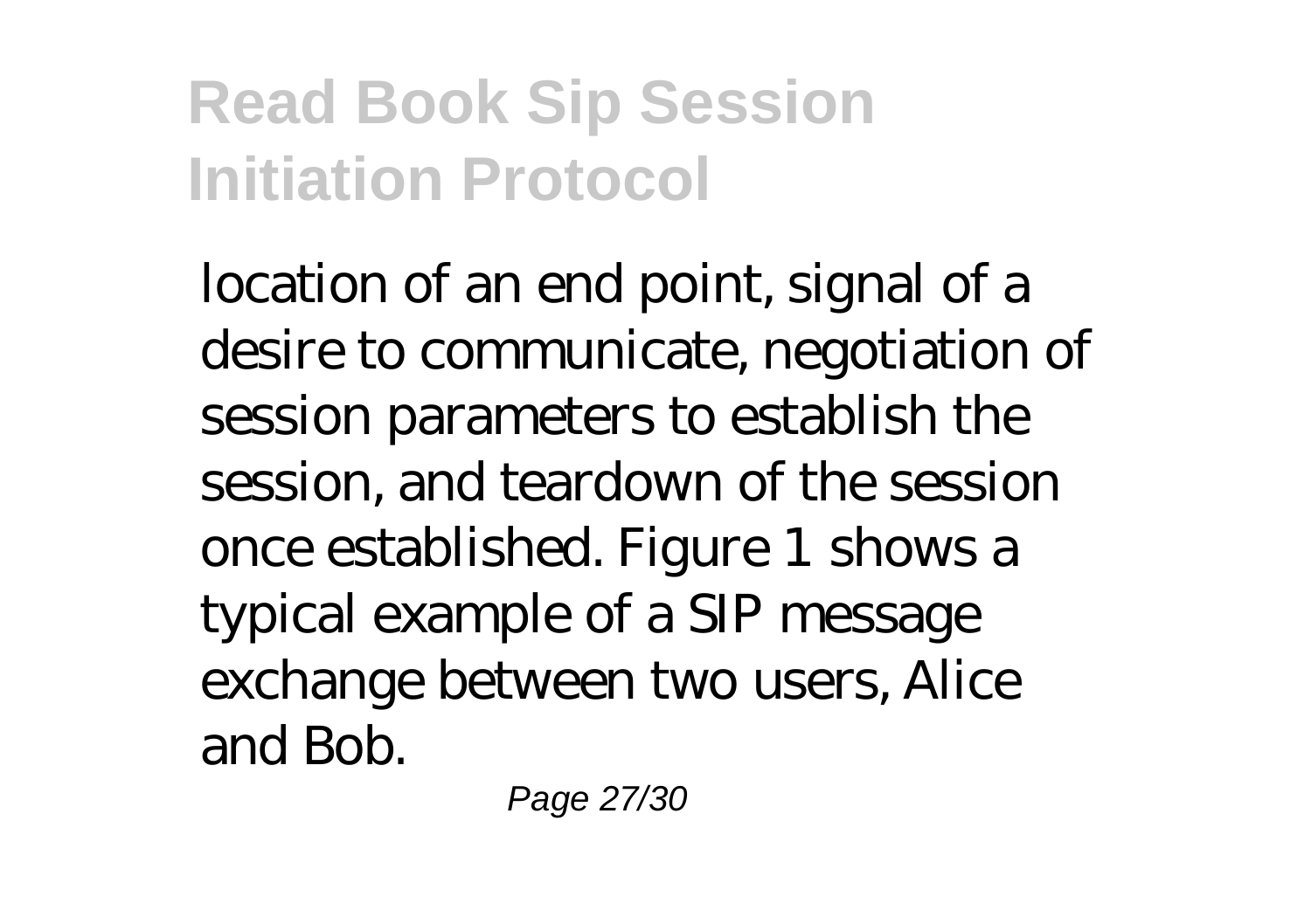location of an end point, signal of a desire to communicate, negotiation of session parameters to establish the session, and teardown of the session once established. Figure 1 shows a typical example of a SIP message exchange between two users, Alice and Bob.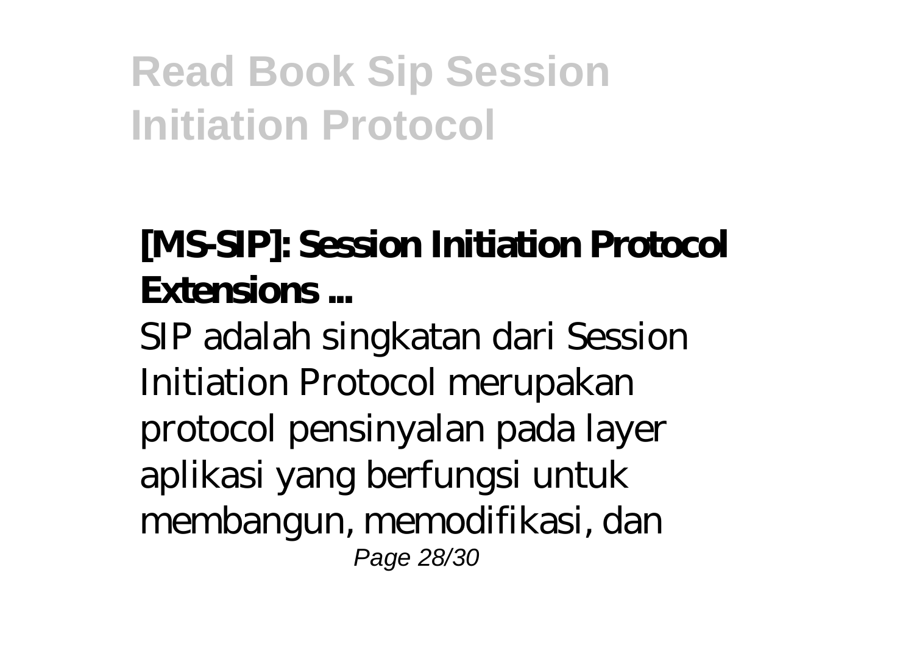## [MS-SIP]: Session Initiation Protocol Extensions ...

SIP adalah singkatan dari Session Initiation Protocol merupakan protocol pensinyalan pada layer aplikasi yang berfungsi untuk membangun, memodifikasi, dan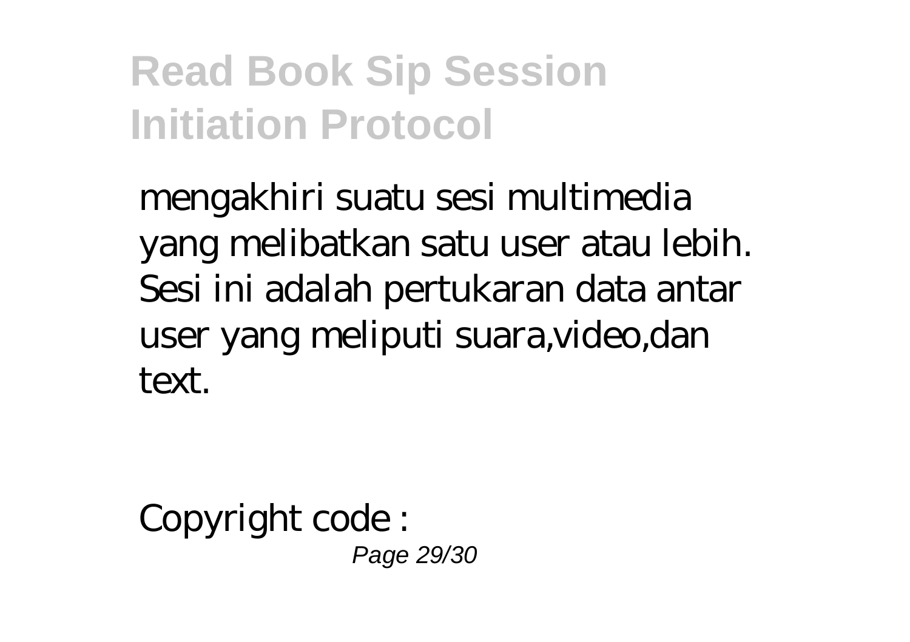mengakhiri suatu sesi multimedia yang melibatkan satu user atau lebih. Sesi ini adalah pertukaran data antar user yang meliputi suara,video,dan text.

Copyright code :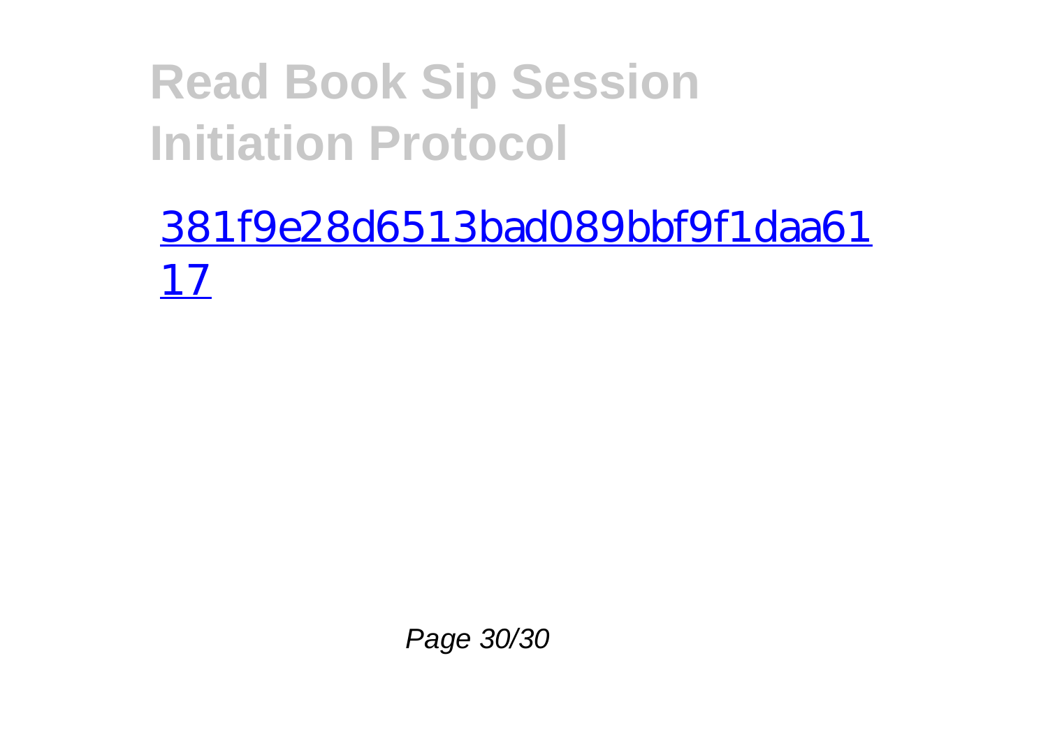381f9e28d6513bad089bbf9f1daa6117